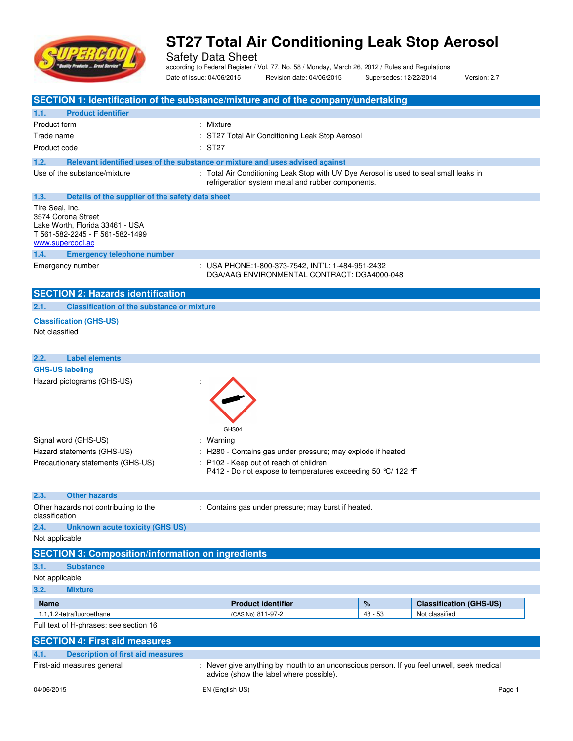# ST27 Total Air Conditioning Leak Stop Aerosol

Safety Data Sheet

according to Federal Register / Vol. 77, No. 58 / Monday, March 26, 2012 / Rules and Regulations

Date of issue: 04/06/2015 Revision date: 04/06/2015 Supersedes: 12/22/2014 Version: 2.7

## SECTION 1: Identification of the substance/mixture and of the company/undertaking

### 1.1. Product identifier

Product form : Mixture

Trade name : ST27 Total Air Conditioning Leak Stop Aerosol

Product code : ST27

### 1.2. Relevant identified uses of the substance or mixture and uses advised against

Use of the substance/mixture : Total Air Conditioning Leak Stop with UV Dye Aerosol is used to seal small leaks in refrigeration system metal and rubber components.

### 1.3. Details of the supplier of the safety data sheet

Tire Seal, Inc.
3574 Corona Street
Lake Worth, Florida 33461 - USA
T 561-582-2245 - F 561-582-1499
www.supercool.ac

### 1.4. Emergency telephone number

Emergency number : USA PHONE:1-800-373-7542, INT'L: 1-484-951-2432
DGA/AAG ENVIRONMENTAL CONTRACT: DGA4000-048

## SECTION 2: Hazards identification

### 2.1. Classification of the substance or mixture

**Classification (GHS-US)**

Not classified

### 2.2. Label elements

**GHS-US labeling**

Hazard pictograms (GHS-US) :

GHS04

Signal word (GHS-US) : Warning

Hazard statements (GHS-US) : H280 - Contains gas under pressure; may explode if heated

Precautionary statements (GHS-US) : P102 - Keep out of reach of children
P412 - Do not expose to temperatures exceeding 50 °C/ 122 °F

### 2.3. Other hazards

Other hazards not contributing to the classification : Contains gas under pressure; may burst if heated.

### 2.4. Unknown acute toxicity (GHS US)

Not applicable

## SECTION 3: Composition/information on ingredients

### 3.1. Substance

Not applicable

### 3.2. Mixture

| Name | Product identifier | % | Classification (GHS-US) |
|---|---|---|---|
| 1,1,1,2-tetrafluoroethane | (CAS No) 811-97-2 | 48 - 53 | Not classified |

Full text of H-phrases: see section 16

## SECTION 4: First aid measures

### 4.1. Description of first aid measures

First-aid measures general : Never give anything by mouth to an unconscious person. If you feel unwell, seek medical advice (show the label where possible).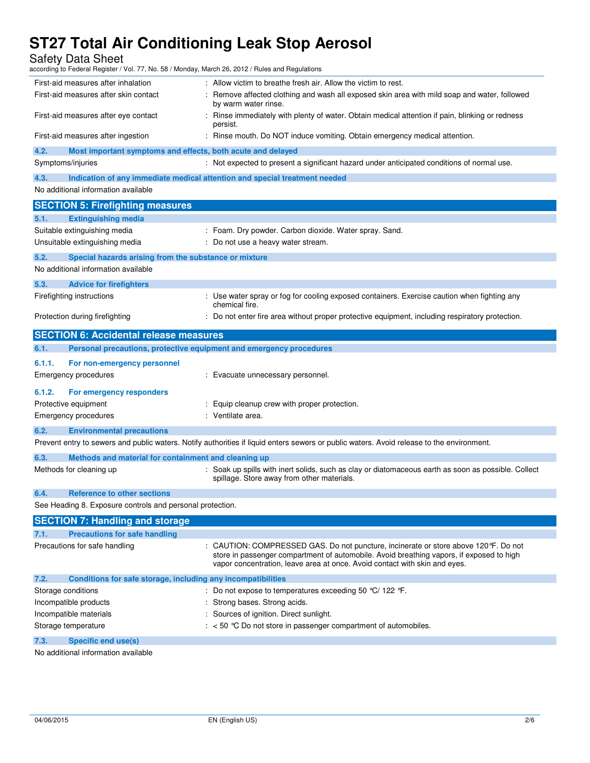| | |
|---|---|
| First-aid measures after inhalation | : Allow victim to breathe fresh air. Allow the victim to rest. |
| First-aid measures after skin contact | : Remove affected clothing and wash all exposed skin area with mild soap and water, followed by warm water rinse. |
| First-aid measures after eye contact | : Rinse immediately with plenty of water. Obtain medical attention if pain, blinking or redness persist. |
| First-aid measures after ingestion | : Rinse mouth. Do NOT induce vomiting. Obtain emergency medical attention. |

### 4.2. Most important symptoms and effects, both acute and delayed

| | |
|---|---|
| Symptoms/injuries | : Not expected to present a significant hazard under anticipated conditions of normal use. |

### 4.3. Indication of any immediate medical attention and special treatment needed

No additional information available

## SECTION 5: Firefighting measures

### 5.1. Extinguishing media

| | |
|---|---|
| Suitable extinguishing media | : Foam. Dry powder. Carbon dioxide. Water spray. Sand. |
| Unsuitable extinguishing media | : Do not use a heavy water stream. |

### 5.2. Special hazards arising from the substance or mixture

No additional information available

### 5.3. Advice for firefighters

| | |
|---|---|
| Firefighting instructions | : Use water spray or fog for cooling exposed containers. Exercise caution when fighting any chemical fire. |
| Protection during firefighting | : Do not enter fire area without proper protective equipment, including respiratory protection. |

## SECTION 6: Accidental release measures

### 6.1. Personal precautions, protective equipment and emergency procedures

#### 6.1.1. For non-emergency personnel

| | |
|---|---|
| Emergency procedures | : Evacuate unnecessary personnel. |

#### 6.1.2. For emergency responders

| | |
|---|---|
| Protective equipment | : Equip cleanup crew with proper protection. |
| Emergency procedures | : Ventilate area. |

### 6.2. Environmental precautions

Prevent entry to sewers and public waters. Notify authorities if liquid enters sewers or public waters. Avoid release to the environment.

### 6.3. Methods and material for containment and cleaning up

| | |
|---|---|
| Methods for cleaning up | : Soak up spills with inert solids, such as clay or diatomaceous earth as soon as possible. Collect spillage. Store away from other materials. |

### 6.4. Reference to other sections

See Heading 8. Exposure controls and personal protection.

## SECTION 7: Handling and storage

### 7.1. Precautions for safe handling

| | |
|---|---|
| Precautions for safe handling | : CAUTION: COMPRESSED GAS. Do not puncture, incinerate or store above 120°F. Do not store in passenger compartment of automobile. Avoid breathing vapors, if exposed to high vapor concentration, leave area at once. Avoid contact with skin and eyes. |

### 7.2. Conditions for safe storage, including any incompatibilities

| | |
|---|---|
| Storage conditions | : Do not expose to temperatures exceeding 50 °C/ 122 °F. |
| Incompatible products | : Strong bases. Strong acids. |
| Incompatible materials | : Sources of ignition. Direct sunlight. |
| Storage temperature | : < 50 °C Do not store in passenger compartment of automobiles. |

### 7.3. Specific end use(s)

No additional information available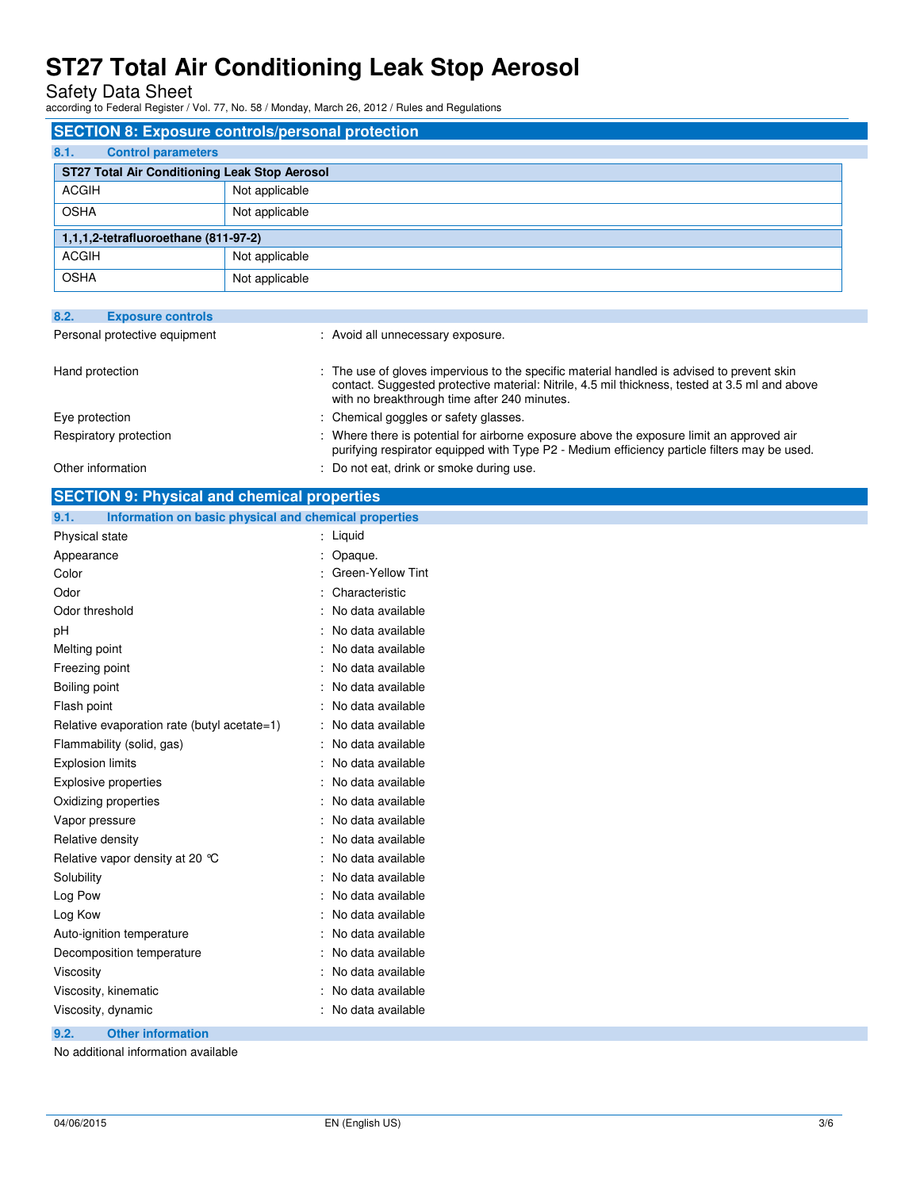## SECTION 8: Exposure controls/personal protection

### 8.1. Control parameters

| ST27 Total Air Conditioning Leak Stop Aerosol | |
|---|---|
| ACGIH | Not applicable |
| OSHA | Not applicable |

| 1,1,1,2-tetrafluoroethane (811-97-2) | |
|---|---|
| ACGIH | Not applicable |
| OSHA | Not applicable |

### 8.2. Exposure controls

Personal protective equipment : Avoid all unnecessary exposure.

Hand protection : The use of gloves impervious to the specific material handled is advised to prevent skin contact. Suggested protective material: Nitrile, 4.5 mil thickness, tested at 3.5 ml and above with no breakthrough time after 240 minutes.

Eye protection : Chemical goggles or safety glasses.

Respiratory protection : Where there is potential for airborne exposure above the exposure limit an approved air purifying respirator equipped with Type P2 - Medium efficiency particle filters may be used.

Other information : Do not eat, drink or smoke during use.

## SECTION 9: Physical and chemical properties

### 9.1. Information on basic physical and chemical properties

Physical state : Liquid

Appearance : Opaque.

Color : Green-Yellow Tint

Odor : Characteristic

Odor threshold : No data available

pH : No data available

Melting point : No data available

Freezing point : No data available

Boiling point : No data available

Flash point : No data available

Relative evaporation rate (butyl acetate=1) : No data available

Flammability (solid, gas) : No data available

Explosion limits : No data available

Explosive properties : No data available

Oxidizing properties : No data available

Vapor pressure : No data available

Relative density : No data available

Relative vapor density at 20 °C : No data available

Solubility : No data available

Log Pow : No data available

Log Kow : No data available

Auto-ignition temperature : No data available

Decomposition temperature : No data available

Viscosity : No data available

Viscosity, kinematic : No data available

Viscosity, dynamic : No data available

### 9.2. Other information

No additional information available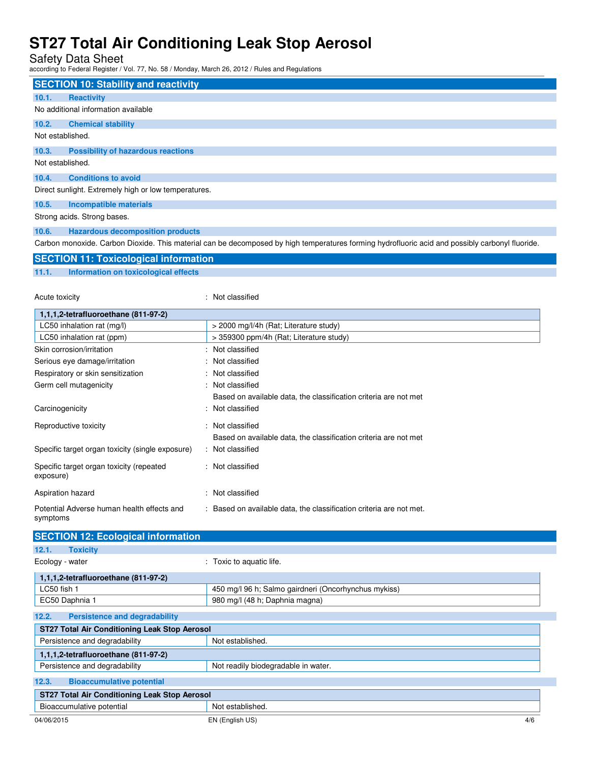## SECTION 10: Stability and reactivity

### 10.1. Reactivity

No additional information available

### 10.2. Chemical stability

Not established.

### 10.3. Possibility of hazardous reactions

Not established.

### 10.4. Conditions to avoid

Direct sunlight. Extremely high or low temperatures.

### 10.5. Incompatible materials

Strong acids. Strong bases.

### 10.6. Hazardous decomposition products

Carbon monoxide. Carbon Dioxide. This material can be decomposed by high temperatures forming hydrofluoric acid and possibly carbonyl fluoride.

## SECTION 11: Toxicological information

### 11.1. Information on toxicological effects

Acute toxicity : Not classified

| 1,1,1,2-tetrafluoroethane (811-97-2) | |
|---|---|
| LC50 inhalation rat (mg/l) | > 2000 mg/l/4h (Rat; Literature study) |
| LC50 inhalation rat (ppm) | > 359300 ppm/4h (Rat; Literature study) |

Skin corrosion/irritation : Not classified

Serious eye damage/irritation : Not classified

Respiratory or skin sensitization : Not classified

Germ cell mutagenicity : Not classified
Based on available data, the classification criteria are not met

Carcinogenicity : Not classified

Reproductive toxicity : Not classified
Based on available data, the classification criteria are not met

Specific target organ toxicity (single exposure) : Not classified

Specific target organ toxicity (repeated exposure) : Not classified

Aspiration hazard : Not classified

Potential Adverse human health effects and symptoms : Based on available data, the classification criteria are not met.

## SECTION 12: Ecological information

### 12.1. Toxicity

Ecology - water : Toxic to aquatic life.

| 1,1,1,2-tetrafluoroethane (811-97-2) | |
|---|---|
| LC50 fish 1 | 450 mg/l 96 h; Salmo gairdneri (Oncorhynchus mykiss) |
| EC50 Daphnia 1 | 980 mg/l (48 h; Daphnia magna) |

### 12.2. Persistence and degradability

| ST27 Total Air Conditioning Leak Stop Aerosol | |
|---|---|
| Persistence and degradability | Not established. |
| **1,1,1,2-tetrafluoroethane (811-97-2)** | |
| Persistence and degradability | Not readily biodegradable in water. |

### 12.3. Bioaccumulative potential

| ST27 Total Air Conditioning Leak Stop Aerosol | |
|---|---|
| Bioaccumulative potential | Not established. |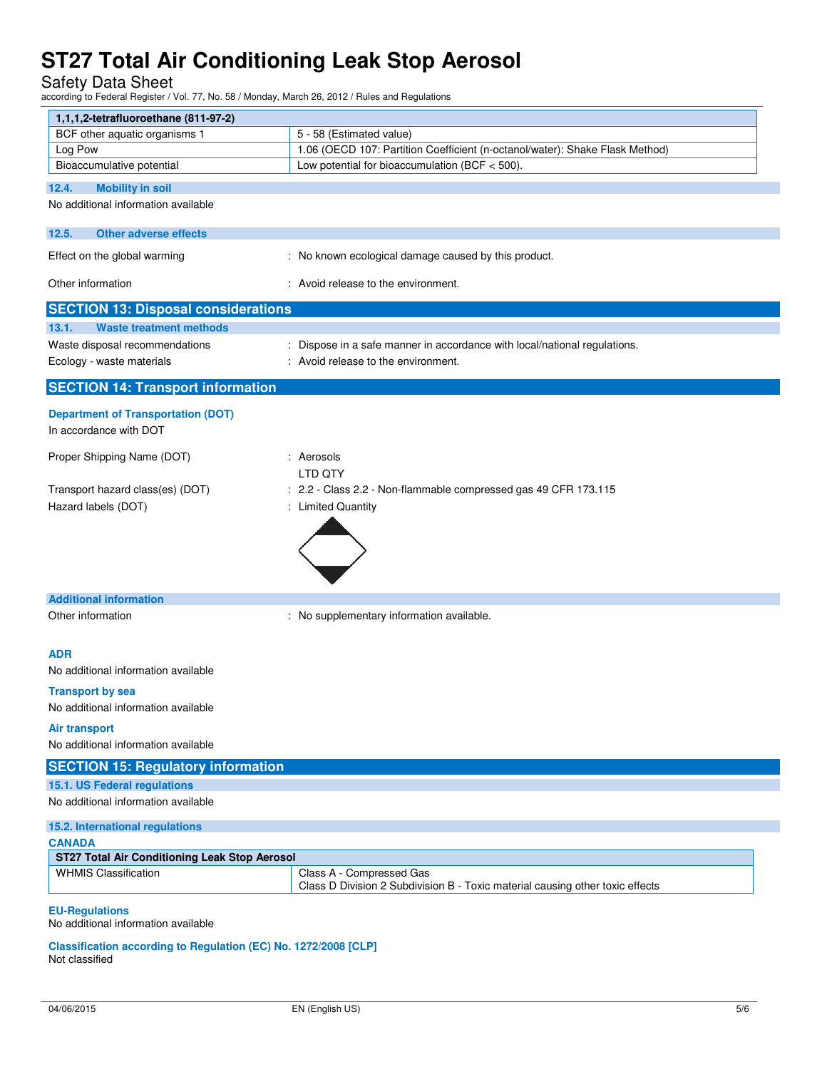| 1,1,1,2-tetrafluoroethane (811-97-2) | |
|---|---|
| BCF other aquatic organisms 1 | 5 - 58 (Estimated value) |
| Log Pow | 1.06 (OECD 107: Partition Coefficient (n-octanol/water): Shake Flask Method) |
| Bioaccumulative potential | Low potential for bioaccumulation (BCF < 500). |

### 12.4. Mobility in soil

No additional information available

### 12.5. Other adverse effects

Effect on the global warming : No known ecological damage caused by this product.

Other information : Avoid release to the environment.

## SECTION 13: Disposal considerations

### 13.1. Waste treatment methods

Waste disposal recommendations : Dispose in a safe manner in accordance with local/national regulations.

Ecology - waste materials : Avoid release to the environment.

## SECTION 14: Transport information

### Department of Transportation (DOT)

In accordance with DOT

Proper Shipping Name (DOT) : Aerosols
LTD QTY

Transport hazard class(es) (DOT) : 2.2 - Class 2.2 - Non-flammable compressed gas 49 CFR 173.115

Hazard labels (DOT) : Limited Quantity

### Additional information

Other information : No supplementary information available.

### ADR

No additional information available

### Transport by sea

No additional information available

### Air transport

No additional information available

## SECTION 15: Regulatory information

### 15.1. US Federal regulations

No additional information available

### 15.2. International regulations

**CANADA**

| ST27 Total Air Conditioning Leak Stop Aerosol | |
|---|---|
| WHMIS Classification | Class A - Compressed Gas<br>Class D Division 2 Subdivision B - Toxic material causing other toxic effects |

**EU-Regulations**

No additional information available

**Classification according to Regulation (EC) No. 1272/2008 [CLP]**

Not classified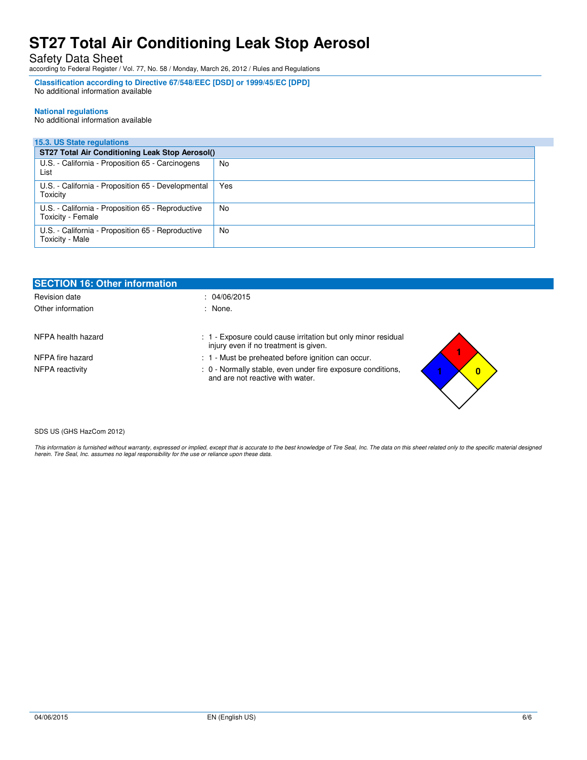Classification according to Directive 67/548/EEC [DSD] or 1999/45/EC [DPD]

No additional information available

National regulations

No additional information available

### 15.3. US State regulations

| ST27 Total Air Conditioning Leak Stop Aerosol() | |
|---|---|
| U.S. - California - Proposition 65 - Carcinogens List | No |
| U.S. - California - Proposition 65 - Developmental Toxicity | Yes |
| U.S. - California - Proposition 65 - Reproductive Toxicity - Female | No |
| U.S. - California - Proposition 65 - Reproductive Toxicity - Male | No |

## SECTION 16: Other information

Revision date : 04/06/2015

Other information : None.

NFPA health hazard : 1 - Exposure could cause irritation but only minor residual injury even if no treatment is given.

NFPA fire hazard : 1 - Must be preheated before ignition can occur.

NFPA reactivity : 0 - Normally stable, even under fire exposure conditions, and are not reactive with water.

1
1
0

SDS US (GHS HazCom 2012)

*This information is furnished without warranty, expressed or implied, except that is accurate to the best knowledge of Tire Seal, Inc. The data on this sheet related only to the specific material designed herein. Tire Seal, Inc. assumes no legal responsibility for the use or reliance upon these data.*